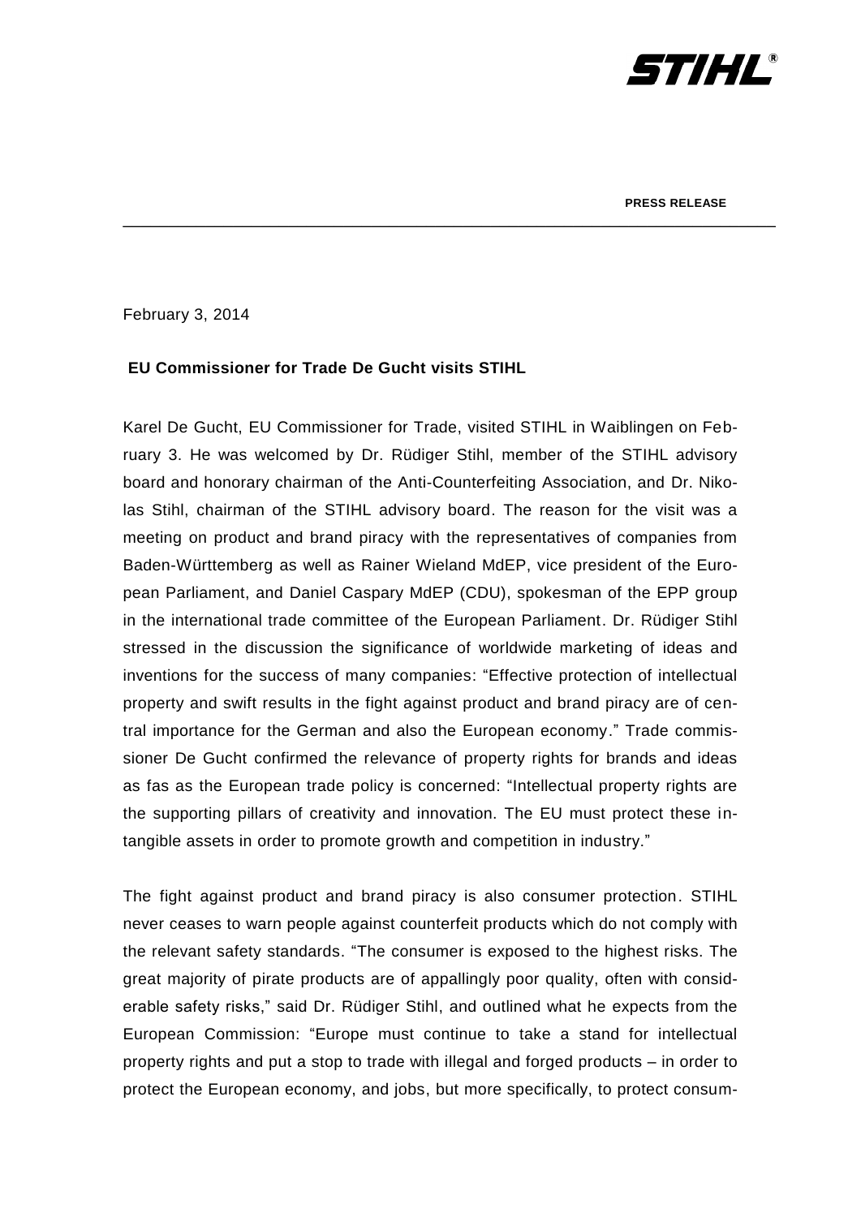**PRESS RELEASE**

February 3, 2014

**EU Commissioner for Trade De Gucht visits STIHL**

Karel De Gucht, EU Commissioner for Trade, visited STIHL in Waiblingen on February 3. He was welcomed by Dr. Rüdiger Stihl, member of the STIHL advisory board and honorary chairman of the Anti-Counterfeiting Association, and Dr. Nikolas Stihl, chairman of the STIHL advisory board. The reason for the visit was a meeting on product and brand piracy with the representatives of companies from Baden-Württemberg as well as Rainer Wieland MdEP, vice president of the European Parliament, and Daniel Caspary MdEP (CDU), spokesman of the EPP group in the international trade committee of the European Parliament. Dr. Rüdiger Stihl stressed in the discussion the significance of worldwide marketing of ideas and inventions for the success of many companies: "Effective protection of intellectual property and swift results in the fight against product and brand piracy are of central importance for the German and also the European economy." Trade commissioner De Gucht confirmed the relevance of property rights for brands and ideas as fas as the European trade policy is concerned: "Intellectual property rights are the supporting pillars of creativity and innovation. The EU must protect these intangible assets in order to promote growth and competition in industry."

The fight against product and brand piracy is also consumer protection. STIHL never ceases to warn people against counterfeit products which do not comply with the relevant safety standards. "The consumer is exposed to the highest risks. The great majority of pirate products are of appallingly poor quality, often with considerable safety risks," said Dr. Rüdiger Stihl, and outlined what he expects from the European Commission: "Europe must continue to take a stand for intellectual property rights and put a stop to trade with illegal and forged products – in order to protect the European economy, and jobs, but more specifically, to protect consum-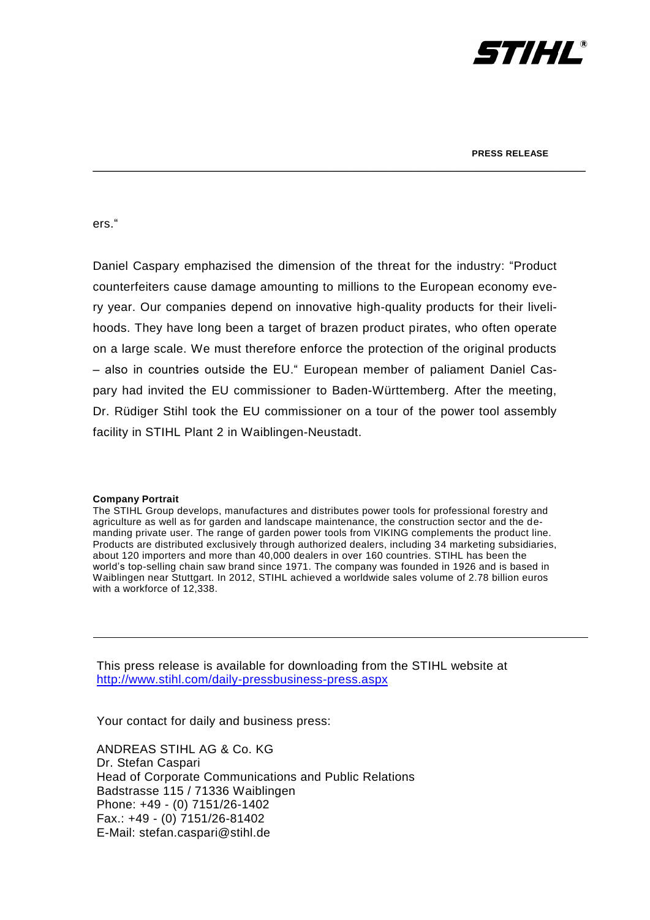ers.“

Daniel Caspary emphazised the dimension of the threat for the industry: “Product counterfeiters cause damage amounting to millions to the European economy every year. Our companies depend on innovative high-quality products for their livelihoods. They have long been a target of brazen product pirates, who often operate on a large scale. We must therefore enforce the protection of the original products – also in countries outside the EU.“ European member of paliament Daniel Caspary had invited the EU commissioner to Baden-Württemberg. After the meeting, Dr. Rüdiger Stihl took the EU commissioner on a tour of the power tool assembly facility in STIHL Plant 2 in Waiblingen-Neustadt.

**Company Portrait**

The STIHL Group develops, manufactures and distributes power tools for professional forestry and agriculture as well as for garden and landscape maintenance, the construction sector and the demanding private user. The range of garden power tools from VIKING complements the product line. Products are distributed exclusively through authorized dealers, including 34 marketing subsidiaries, about 120 importers and more than 40,000 dealers in over 160 countries. STIHL has been the world's top-selling chain saw brand since 1971. The company was founded in 1926 and is based in Waiblingen near Stuttgart. In 2012, STIHL achieved a worldwide sales volume of 2.78 billion euros with a workforce of 12,338.

---

This press release is available for downloading from the STIHL website at http://www.stihl.com/daily-pressbusiness-press.aspx

Your contact for daily and business press:

ANDREAS STIHL AG & Co. KG
Dr. Stefan Caspari
Head of Corporate Communications and Public Relations
Badstrasse 115 / 71336 Waiblingen
Phone: +49 - (0) 7151/26-1402
Fax.: +49 - (0) 7151/26-81402
E-Mail: stefan.caspari@stihl.de